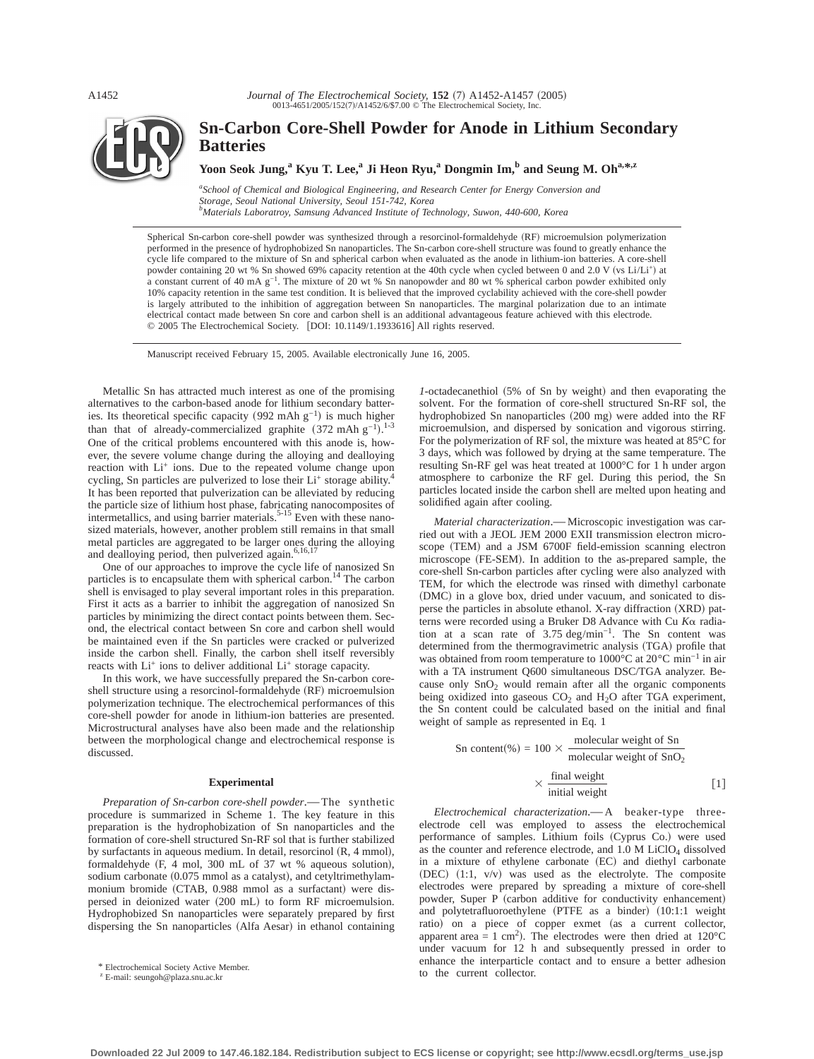# Sn-Carbon Core-Shell Powder for Anode in Lithium Secondary Batteries

**Yoon Seok Jung,[a] Kyu T. Lee,[a] Ji Heon Ryu,[a] Dongmin Im,[b] and Seung M. Oh[a,*,z]**

[a]*School of Chemical and Biological Engineering, and Research Center for Energy Conversion and Storage, Seoul National University, Seoul 151-742, Korea*
[b]*Materials Laboratroy, Samsung Advanced Institute of Technology, Suwon, 440-600, Korea*

Spherical Sn-carbon core-shell powder was synthesized through a resorcinol-formaldehyde (RF) microemulsion polymerization performed in the presence of hydrophobized Sn nanoparticles. The Sn-carbon core-shell structure was found to greatly enhance the cycle life compared to the mixture of Sn and spherical carbon when evaluated as the anode in lithium-ion batteries. A core-shell powder containing 20 wt % Sn showed 69% capacity retention at the 40th cycle when cycled between 0 and 2.0 V (vs $Li/Li^+$) at a constant current of 40 mA $g^{-1}$. The mixture of 20 wt % Sn nanopowder and 80 wt % spherical carbon powder exhibited only 10% capacity retention in the same test condition. It is believed that the improved cyclability achieved with the core-shell powder is largely attributed to the inhibition of aggregation between Sn nanoparticles. The marginal polarization due to an intimate electrical contact made between Sn core and carbon shell is an additional advantageous feature achieved with this electrode.
© 2005 The Electrochemical Society. [DOI: 10.1149/1.1933616] All rights reserved.

Manuscript received February 15, 2005. Available electronically June 16, 2005.

Metallic Sn has attracted much interest as one of the promising alternatives to the carbon-based anode for lithium secondary batteries. Its theoretical specific capacity (992 mAh $g^{-1}$) is much higher than that of already-commercialized graphite (372 mAh $g^{-1}$).[1-3] One of the critical problems encountered with this anode is, however, the severe volume change during the alloying and dealloying reaction with $Li^+$ ions. Due to the repeated volume change upon cycling, Sn particles are pulverized to lose their $Li^+$ storage ability.[4] It has been reported that pulverization can be alleviated by reducing the particle size of lithium host phase, fabricating nanocomposites of intermetallics, and using barrier materials.[5-15] Even with these nanosized materials, however, another problem still remains in that small metal particles are aggregated to be larger ones during the alloying and dealloying period, then pulverized again.[6,16,17]

One of our approaches to improve the cycle life of nanosized Sn particles is to encapsulate them with spherical carbon.[14] The carbon shell is envisaged to play several important roles in this preparation. First it acts as a barrier to inhibit the aggregation of nanosized Sn particles by minimizing the direct contact points between them. Second, the electrical contact between Sn core and carbon shell would be maintained even if the Sn particles were cracked or pulverized inside the carbon shell. Finally, the carbon shell itself reversibly reacts with $Li^+$ ions to deliver additional $Li^+$ storage capacity.

In this work, we have successfully prepared the Sn-carbon core-shell structure using a resorcinol-formaldehyde (RF) microemulsion polymerization technique. The electrochemical performances of this core-shell powder for anode in lithium-ion batteries are presented. Microstructural analyses have also been made and the relationship between the morphological change and electrochemical response is discussed.

## Experimental

*Preparation of Sn-carbon core-shell powder.*— The synthetic procedure is summarized in Scheme 1. The key feature in this preparation is the hydrophobization of Sn nanoparticles and the formation of core-shell structured Sn-RF sol that is further stabilized by surfactants in aqueous medium. In detail, resorcinol (R, 4 mmol), formaldehyde (F, 4 mol, 300 mL of 37 wt % aqueous solution), sodium carbonate (0.075 mmol as a catalyst), and cetyltrimethylammonium bromide (CTAB, 0.988 mmol as a surfactant) were dispersed in deionized water (200 mL) to form RF microemulsion. Hydrophobized Sn nanoparticles were separately prepared by first dispersing the Sn nanoparticles (Alfa Aesar) in ethanol containing *1*-octadecanethiol (5% of Sn by weight) and then evaporating the solvent. For the formation of core-shell structured Sn-RF sol, the hydrophobized Sn nanoparticles (200 mg) were added into the RF microemulsion, and dispersed by sonication and vigorous stirring. For the polymerization of RF sol, the mixture was heated at 85°C for 3 days, which was followed by drying at the same temperature. The resulting Sn-RF gel was heat treated at 1000°C for 1 h under argon atmosphere to carbonize the RF gel. During this period, the Sn particles located inside the carbon shell are melted upon heating and solidified again after cooling.

*Material characterization.*— Microscopic investigation was carried out with a JEOL JEM 2000 EXII transmission electron microscope (TEM) and a JSM 6700F field-emission scanning electron microscope (FE-SEM). In addition to the as-prepared sample, the core-shell Sn-carbon particles after cycling were also analyzed with TEM, for which the electrode was rinsed with dimethyl carbonate (DMC) in a glove box, dried under vacuum, and sonicated to disperse the particles in absolute ethanol. X-ray diffraction (XRD) patterns were recorded using a Bruker D8 Advance with Cu $K\alpha$ radiation at a scan rate of 3.75 deg/$min^{-1}$. The Sn content was determined from the thermogravimetric analysis (TGA) profile that was obtained from room temperature to 1000°C at 20°C $min^{-1}$ in air with a TA instrument Q600 simultaneous DSC/TGA analyzer. Because only $SnO_2$ would remain after all the organic components being oxidized into gaseous $CO_2$ and $H_2O$ after TGA experiment, the Sn content could be calculated based on the initial and final weight of sample as represented in Eq. 1

$$\text{Sn content(\%)} = 100 \times \frac{\text{molecular weight of Sn}}{\text{molecular weight of SnO}_2} \times \frac{\text{final weight}}{\text{initial weight}} \quad [1]$$

*Electrochemical characterization.*— A beaker-type three-electrode cell was employed to assess the electrochemical performance of samples. Lithium foils (Cyprus Co.) were used as the counter and reference electrode, and 1.0 M $LiClO_4$ dissolved in a mixture of ethylene carbonate (EC) and diethyl carbonate (DEC) (1:1, v/v) was used as the electrolyte. The composite electrodes were prepared by spreading a mixture of core-shell powder, Super P (carbon additive for conductivity enhancement) and polytetrafluoroethylene (PTFE as a binder) (10:1:1 weight ratio) on a piece of copper exmet (as a current collector, apparent area = 1 $cm^2$). The electrodes were then dried at 120°C under vacuum for 12 h and subsequently pressed in order to enhance the interparticle contact and to ensure a better adhesion to the current collector.

\* Electrochemical Society Active Member.
z E-mail: seungoh@plaza.snu.ac.kr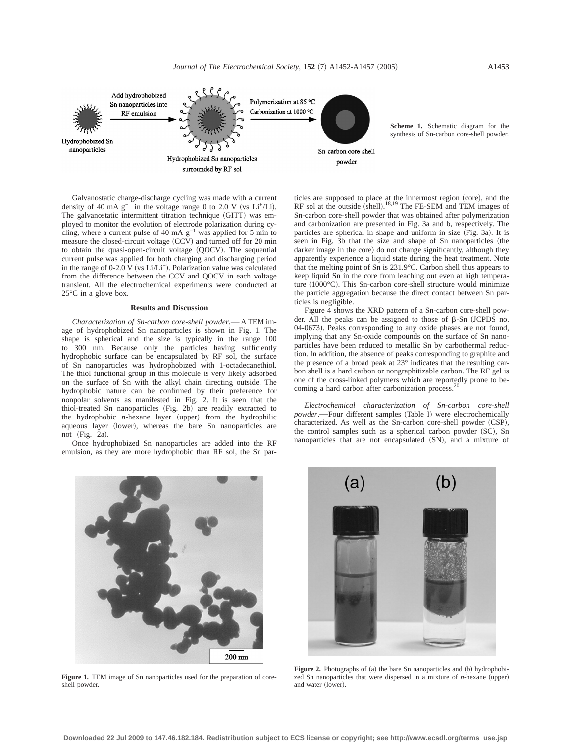Scheme 1. Schematic diagram for the synthesis of Sn-carbon core-shell powder.

Galvanostatic charge-discharge cycling was made with a current density of 40 mA $g^{-1}$ in the voltage range 0 to 2.0 V (vs $Li^+$/Li). The galvanostatic intermittent titration technique (GITT) was employed to monitor the evolution of electrode polarization during cycling, where a current pulse of 40 mA $g^{-1}$ was applied for 5 min to measure the closed-circuit voltage (CCV) and turned off for 20 min to obtain the quasi-open-circuit voltage (QOCV). The sequential current pulse was applied for both charging and discharging period in the range of 0-2.0 V (vs $Li/Li^+$). Polarization value was calculated from the difference between the CCV and QOCV in each voltage transient. All the electrochemical experiments were conducted at 25°C in a glove box.

## Results and Discussion

*Characterization of Sn-carbon core-shell powder*.— A TEM image of hydrophobized Sn nanoparticles is shown in Fig. 1. The shape is spherical and the size is typically in the range 100 to 300 nm. Because only the particles having sufficiently hydrophobic surface can be encapsulated by RF sol, the surface of Sn nanoparticles was hydrophobized with 1-octadecanethiol. The thiol functional group in this molecule is very likely adsorbed on the surface of Sn with the alkyl chain directing outside. The hydrophobic nature can be confirmed by their preference for nonpolar solvents as manifested in Fig. 2. It is seen that the thiol-treated Sn nanoparticles (Fig. 2b) are readily extracted to the hydrophobic *n*-hexane layer (upper) from the hydrophilic aqueous layer (lower), whereas the bare Sn nanoparticles are not (Fig. 2a).

Once hydrophobized Sn nanoparticles are added into the RF emulsion, as they are more hydrophobic than RF sol, the Sn particles are supposed to place at the innermost region (core), and the RF sol at the outside (shell).[18,19] The FE-SEM and TEM images of Sn-carbon core-shell powder that was obtained after polymerization and carbonization are presented in Fig. 3a and b, respectively. The particles are spherical in shape and uniform in size (Fig. 3a). It is seen in Fig. 3b that the size and shape of Sn nanoparticles (the darker image in the core) do not change significantly, although they apparently experience a liquid state during the heat treatment. Note that the melting point of Sn is 231.9°C. Carbon shell thus appears to keep liquid Sn in the core from leaching out even at high temperature (1000°C). This Sn-carbon core-shell structure would minimize the particle aggregation because the direct contact between Sn particles is negligible.

Figure 4 shows the XRD pattern of a Sn-carbon core-shell powder. All the peaks can be assigned to those of β-Sn (JCPDS no. 04-0673). Peaks corresponding to any oxide phases are not found, implying that any Sn-oxide compounds on the surface of Sn nanoparticles have been reduced to metallic Sn by carbothermal reduction. In addition, the absence of peaks corresponding to graphite and the presence of a broad peak at 23° indicates that the resulting carbon shell is a hard carbon or nongraphitizable carbon. The RF gel is one of the cross-linked polymers which are reportedly prone to becoming a hard carbon after carbonization process.[20]

*Electrochemical characterization of Sn-carbon core-shell powder*.—Four different samples (Table I) were electrochemically characterized. As well as the Sn-carbon core-shell powder (CSP), the control samples such as a spherical carbon powder (SC), Sn nanoparticles that are not encapsulated (SN), and a mixture of

Figure 1. TEM image of Sn nanoparticles used for the preparation of core-shell powder.

Figure 2. Photographs of (a) the bare Sn nanoparticles and (b) hydrophobized Sn nanoparticles that were dispersed in a mixture of *n*-hexane (upper) and water (lower).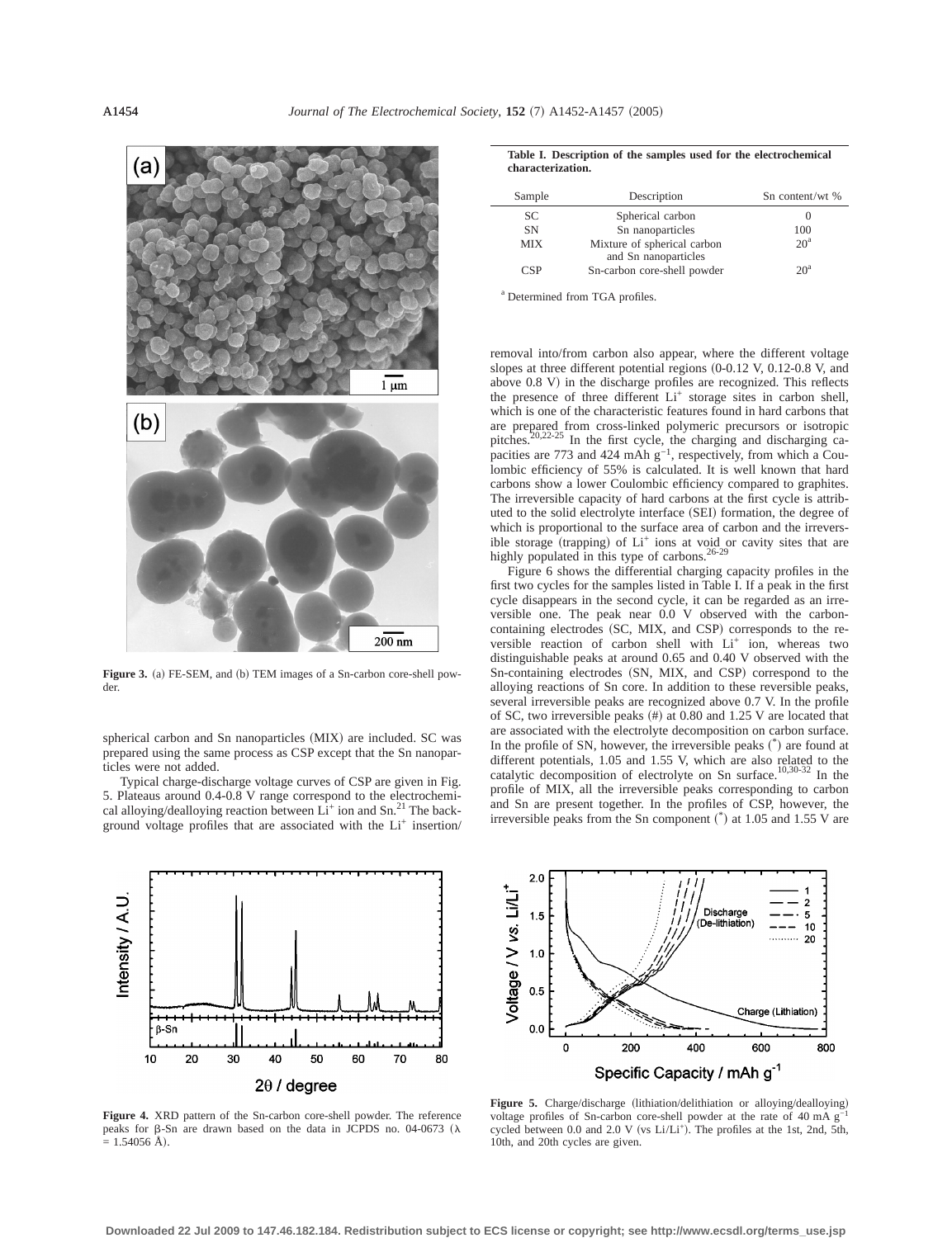Figure 3. (a) FE-SEM, and (b) TEM images of a Sn-carbon core-shell powder.

spherical carbon and Sn nanoparticles (MIX) are included. SC was prepared using the same process as CSP except that the Sn nanoparticles were not added.

Typical charge-discharge voltage curves of CSP are given in Fig. 5. Plateaus around 0.4-0.8 V range correspond to the electrochemical alloying/dealloying reaction between $Li^+$ ion and Sn.[21] The background voltage profiles that are associated with the $Li^+$ insertion/removal into/from carbon also appear, where the different voltage slopes at three different potential regions (0-0.12 V, 0.12-0.8 V, and above 0.8 V) in the discharge profiles are recognized. This reflects the presence of three different $Li^+$ storage sites in carbon shell, which is one of the characteristic features found in hard carbons that are prepared from cross-linked polymeric precursors or isotropic pitches.[20,22-25] In the first cycle, the charging and discharging capacities are 773 and 424 mAh $g^{-1}$, respectively, from which a Coulombic efficiency of 55% is calculated. It is well known that hard carbons show a lower Coulombic efficiency compared to graphites. The irreversible capacity of hard carbons at the first cycle is attributed to the solid electrolyte interface (SEI) formation, the degree of which is proportional to the surface area of carbon and the irreversible storage (trapping) of $Li^+$ ions at void or cavity sites that are highly populated in this type of carbons.[26-29]

Figure 6 shows the differential charging capacity profiles in the first two cycles for the samples listed in Table I. If a peak in the first cycle disappears in the second cycle, it can be regarded as an irreversible one. The peak near 0.0 V observed with the carbon-containing electrodes (SC, MIX, and CSP) corresponds to the reversible reaction of carbon shell with $Li^+$ ion, whereas two distinguishable peaks at around 0.65 and 0.40 V observed with the Sn-containing electrodes (SN, MIX, and CSP) correspond to the alloying reactions of Sn core. In addition to these reversible peaks, several irreversible peaks are recognized above 0.7 V. In the profile of SC, two irreversible peaks (#) at 0.80 and 1.25 V are located that are associated with the electrolyte decomposition on carbon surface. In the profile of SN, however, the irreversible peaks (*) are found at different potentials, 1.05 and 1.55 V, which are also related to the catalytic decomposition of electrolyte on Sn surface.[10,30-32] In the profile of MIX, all the irreversible peaks corresponding to carbon and Sn are present together. In the profiles of CSP, however, the irreversible peaks from the Sn component (*) at 1.05 and 1.55 V are

**Table I. Description of the samples used for the electrochemical characterization.**

| Sample | Description | Sn content/wt % |
|---|---|---|
| SC | Spherical carbon | 0 |
| SN | Sn nanoparticles | 100 |
| MIX | Mixture of spherical carbon and Sn nanoparticles | 20[a] |
| CSP | Sn-carbon core-shell powder | 20[a] |

[a] Determined from TGA profiles.

Figure 4. XRD pattern of the Sn-carbon core-shell powder. The reference peaks for β-Sn are drawn based on the data in JCPDS no. 04-0673 ($\lambda = 1.54056$ Å).

Figure 5. Charge/discharge (lithiation/delithiation or alloying/dealloying) voltage profiles of Sn-carbon core-shell powder at the rate of 40 mA $g^{-1}$ cycled between 0.0 and 2.0 V (vs $Li/Li^+$). The profiles at the 1st, 2nd, 5th, 10th, and 20th cycles are given.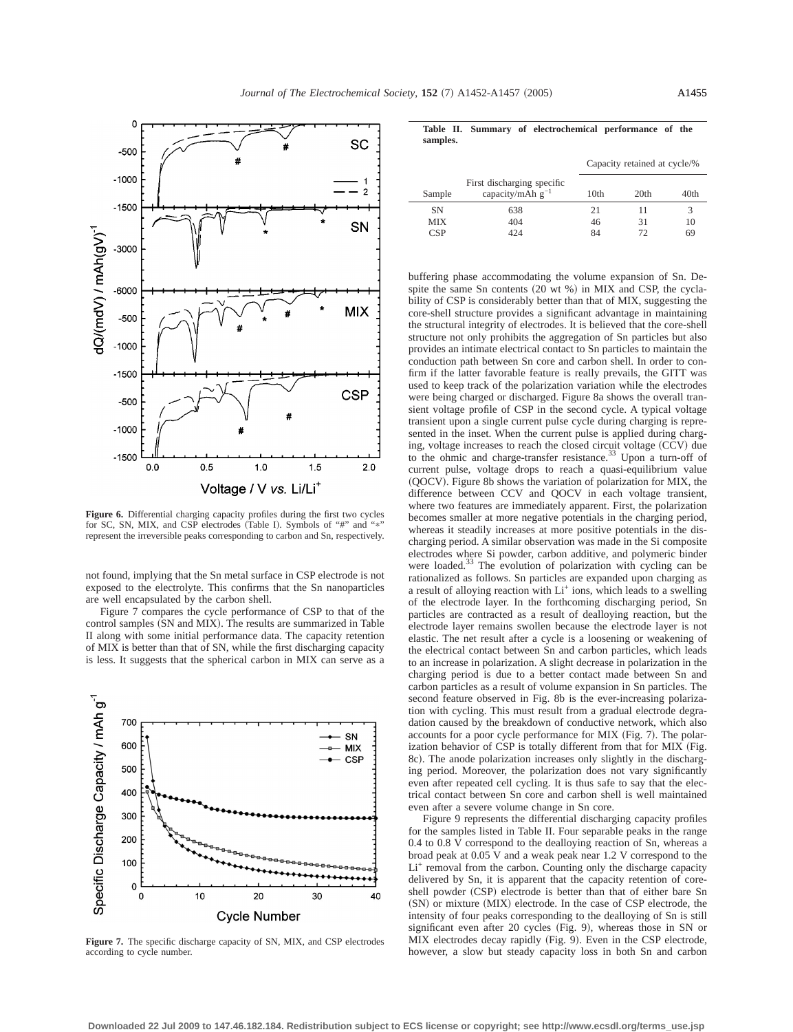**Figure 6.** Differential charging capacity profiles during the first two cycles for SC, SN, MIX, and CSP electrodes (Table I). Symbols of "#" and "*" represent the irreversible peaks corresponding to carbon and Sn, respectively.

not found, implying that the Sn metal surface in CSP electrode is not exposed to the electrolyte. This confirms that the Sn nanoparticles are well encapsulated by the carbon shell.

Figure 7 compares the cycle performance of CSP to that of the control samples (SN and MIX). The results are summarized in Table II along with some initial performance data. The capacity retention of MIX is better than that of SN, while the first discharging capacity is less. It suggests that the spherical carbon in MIX can serve as a buffering phase accommodating the volume expansion of Sn. Despite the same Sn contents (20 wt %) in MIX and CSP, the cyclability of CSP is considerably better than that of MIX, suggesting the core-shell structure provides a significant advantage in maintaining the structural integrity of electrodes. It is believed that the core-shell structure not only prohibits the aggregation of Sn particles but also provides an intimate electrical contact to Sn particles to maintain the conduction path between Sn core and carbon shell. In order to confirm if the latter favorable feature is really prevails, the GITT was used to keep track of the polarization variation while the electrodes were being charged or discharged. Figure 8a shows the overall transient voltage profile of CSP in the second cycle. A typical voltage transient upon a single current pulse cycle during charging is represented in the inset. When the current pulse is applied during charging, voltage increases to reach the closed circuit voltage (CCV) due to the ohmic and charge-transfer resistance.[33] Upon a turn-off of current pulse, voltage drops to reach a quasi-equilibrium value (QOCV). Figure 8b shows the variation of polarization for MIX, the difference between CCV and QOCV in each voltage transient, where two features are immediately apparent. First, the polarization becomes smaller at more negative potentials in the charging period, whereas it steadily increases at more positive potentials in the discharging period. A similar observation was made in the Si composite electrodes where Si powder, carbon additive, and polymeric binder were loaded.[33] The evolution of polarization with cycling can be rationalized as follows. Sn particles are expanded upon charging as a result of alloying reaction with $Li^+$ ions, which leads to a swelling of the electrode layer. In the forthcoming discharging period, Sn particles are contracted as a result of dealloying reaction, but the electrode layer remains swollen because the electrode layer is not elastic. The net result after a cycle is a loosening or weakening of the electrical contact between Sn and carbon particles, which leads to an increase in polarization. A slight decrease in polarization in the charging period is due to a better contact made between Sn and carbon particles as a result of volume expansion in Sn particles. The second feature observed in Fig. 8b is the ever-increasing polarization with cycling. This must result from a gradual electrode degradation caused by the breakdown of conductive network, which also accounts for a poor cycle performance for MIX (Fig. 7). The polarization behavior of CSP is totally different from that for MIX (Fig. 8c). The anode polarization increases only slightly in the discharging period. Moreover, the polarization does not vary significantly even after repeated cell cycling. It is thus safe to say that the electrical contact between Sn core and carbon shell is well maintained even after a severe volume change in Sn core.

**Figure 7.** The specific discharge capacity of SN, MIX, and CSP electrodes according to cycle number.

**Table II. Summary of electrochemical performance of the samples.**

| Sample | First discharging specific capacity/mAh $g^{-1}$ | Capacity retained at cycle/% | | |
|---|---|---|---|---|
| | | 10th | 20th | 40th |
| SN | 638 | 21 | 11 | 3 |
| MIX | 404 | 46 | 31 | 10 |
| CSP | 424 | 84 | 72 | 69 |

Figure 9 represents the differential discharging capacity profiles for the samples listed in Table II. Four separable peaks in the range 0.4 to 0.8 V correspond to the dealloying reaction of Sn, whereas a broad peak at 0.05 V and a weak peak near 1.2 V correspond to the $Li^+$ removal from the carbon. Counting only the discharge capacity delivered by Sn, it is apparent that the capacity retention of core-shell powder (CSP) electrode is better than that of either bare Sn (SN) or mixture (MIX) electrode. In the case of CSP electrode, the intensity of four peaks corresponding to the dealloying of Sn is still significant even after 20 cycles (Fig. 9), whereas those in SN or MIX electrodes decay rapidly (Fig. 9). Even in the CSP electrode, however, a slow but steady capacity loss in both Sn and carbon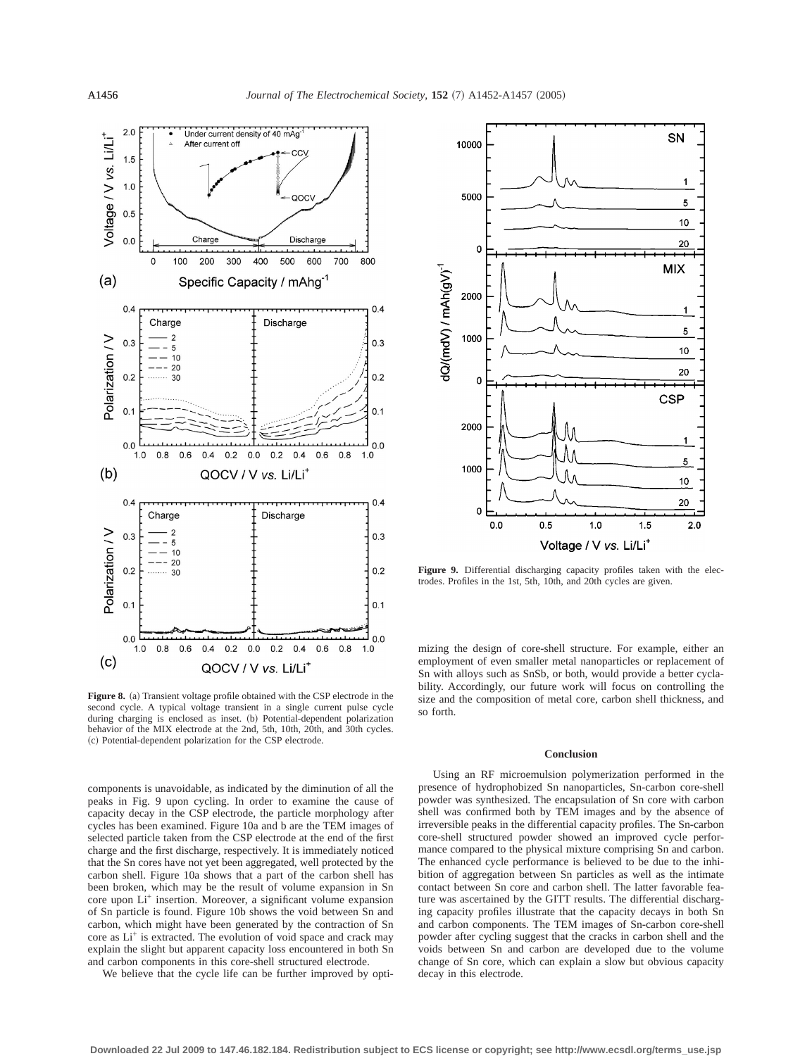**Figure 8.** (a) Transient voltage profile obtained with the CSP electrode in the second cycle. A typical voltage transient in a single current pulse cycle during charging is enclosed as inset. (b) Potential-dependent polarization behavior of the MIX electrode at the 2nd, 5th, 10th, 20th, and 30th cycles. (c) Potential-dependent polarization for the CSP electrode.

**Figure 9.** Differential discharging capacity profiles taken with the electrodes. Profiles in the 1st, 5th, 10th, and 20th cycles are given.

components is unavoidable, as indicated by the diminution of all the peaks in Fig. 9 upon cycling. In order to examine the cause of capacity decay in the CSP electrode, the particle morphology after cycles has been examined. Figure 10a and b are the TEM images of selected particle taken from the CSP electrode at the end of the first charge and the first discharge, respectively. It is immediately noticed that the Sn cores have not yet been aggregated, well protected by the carbon shell. Figure 10a shows that a part of the carbon shell has been broken, which may be the result of volume expansion in Sn core upon $Li^+$ insertion. Moreover, a significant volume expansion of Sn particle is found. Figure 10b shows the void between Sn and carbon, which might have been generated by the contraction of Sn core as $Li^+$ is extracted. The evolution of void space and crack may explain the slight but apparent capacity loss encountered in both Sn and carbon components in this core-shell structured electrode.

We believe that the cycle life can be further improved by optimizing the design of core-shell structure. For example, either an employment of even smaller metal nanoparticles or replacement of Sn with alloys such as SnSb, or both, would provide a better cyclability. Accordingly, our future work will focus on controlling the size and the composition of metal core, carbon shell thickness, and so forth.

## Conclusion

Using an RF microemulsion polymerization performed in the presence of hydrophobized Sn nanoparticles, Sn-carbon core-shell powder was synthesized. The encapsulation of Sn core with carbon shell was confirmed both by TEM images and by the absence of irreversible peaks in the differential capacity profiles. The Sn-carbon core-shell structured powder showed an improved cycle performance compared to the physical mixture comprising Sn and carbon. The enhanced cycle performance is believed to be due to the inhibition of aggregation between Sn particles as well as the intimate contact between Sn core and carbon shell. The latter favorable feature was ascertained by the GITT results. The differential discharging capacity profiles illustrate that the capacity decays in both Sn and carbon components. The TEM images of Sn-carbon core-shell powder after cycling suggest that the cracks in carbon shell and the voids between Sn and carbon are developed due to the volume change of Sn core, which can explain a slow but obvious capacity decay in this electrode.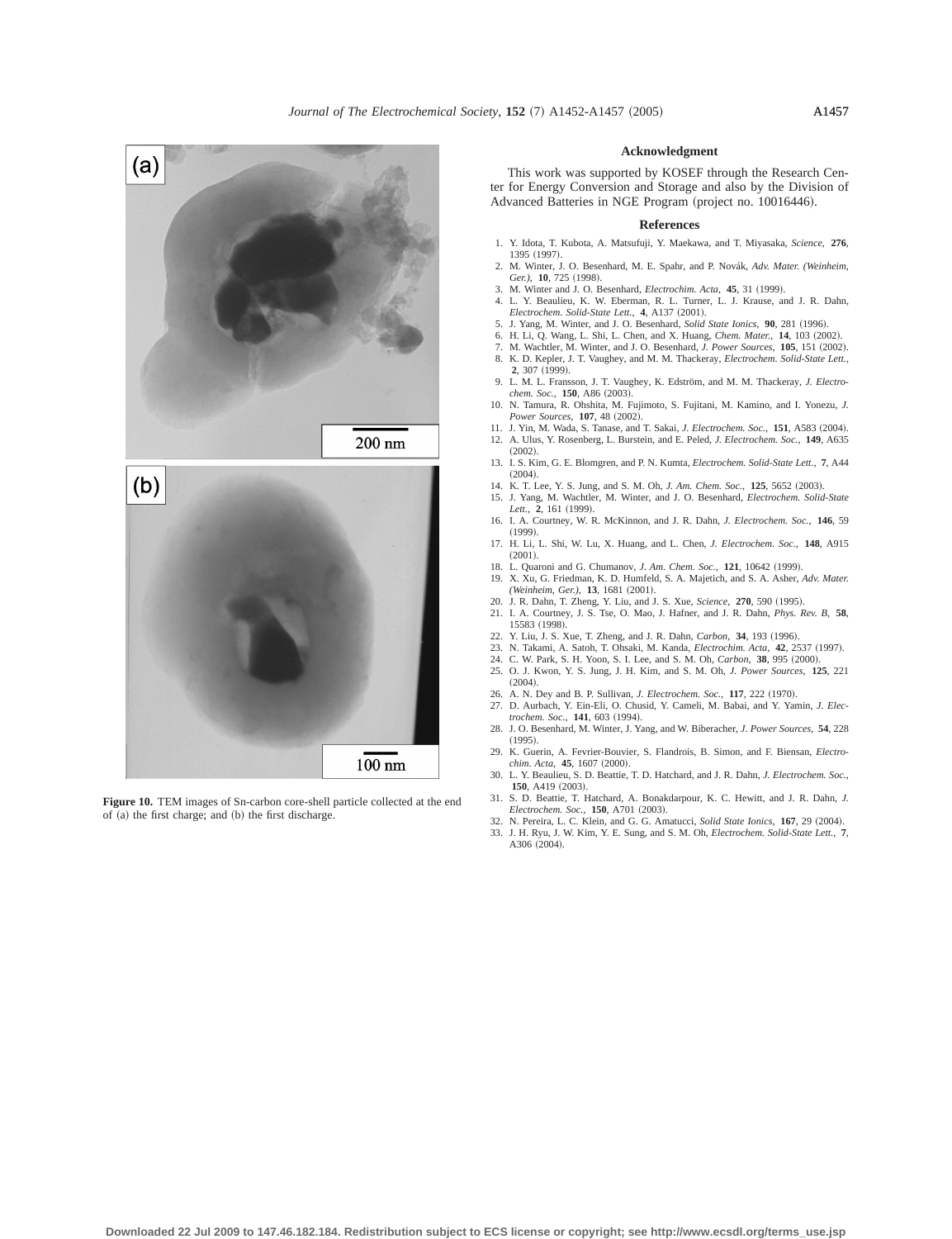(a)

200 nm

(b)

100 nm

**Figure 10.** TEM images of Sn-carbon core-shell particle collected at the end of (a) the first charge; and (b) the first discharge.

## Acknowledgment

This work was supported by KOSEF through the Research Center for Energy Conversion and Storage and also by the Division of Advanced Batteries in NGE Program (project no. 10016446).

## References

1. Y. Idota, T. Kubota, A. Matsufuji, Y. Maekawa, and T. Miyasaka, *Science*, **276**, 1395 (1997).
2. M. Winter, J. O. Besenhard, M. E. Spahr, and P. Novák, *Adv. Mater. (Weinheim, Ger.)*, **10**, 725 (1998).
3. M. Winter and J. O. Besenhard, *Electrochim. Acta*, **45**, 31 (1999).
4. L. Y. Beaulieu, K. W. Eberman, R. L. Turner, L. J. Krause, and J. R. Dahn, *Electrochem. Solid-State Lett.*, **4**, A137 (2001).
5. J. Yang, M. Winter, and J. O. Besenhard, *Solid State Ionics*, **90**, 281 (1996).
6. H. Li, Q. Wang, L. Shi, L. Chen, and X. Huang, *Chem. Mater.*, **14**, 103 (2002).
7. M. Wachtler, M. Winter, and J. O. Besenhard, *J. Power Sources*, **105**, 151 (2002).
8. K. D. Kepler, J. T. Vaughey, and M. M. Thackeray, *Electrochem. Solid-State Lett.*, **2**, 307 (1999).
9. L. M. L. Fransson, J. T. Vaughey, K. Edström, and M. M. Thackeray, *J. Electrochem. Soc.*, **150**, A86 (2003).
10. N. Tamura, R. Ohshita, M. Fujimoto, S. Fujitani, M. Kamino, and I. Yonezu, *J. Power Sources*, **107**, 48 (2002).
11. J. Yin, M. Wada, S. Tanase, and T. Sakai, *J. Electrochem. Soc.*, **151**, A583 (2004).
12. A. Ulus, Y. Rosenberg, L. Burstein, and E. Peled, *J. Electrochem. Soc.*, **149**, A635 (2002).
13. I. S. Kim, G. E. Blomgren, and P. N. Kumta, *Electrochem. Solid-State Lett.*, **7**, A44 (2004).
14. K. T. Lee, Y. S. Jung, and S. M. Oh, *J. Am. Chem. Soc.*, **125**, 5652 (2003).
15. J. Yang, M. Wachtler, M. Winter, and J. O. Besenhard, *Electrochem. Solid-State Lett.*, **2**, 161 (1999).
16. I. A. Courtney, W. R. McKinnon, and J. R. Dahn, *J. Electrochem. Soc.*, **146**, 59 (1999).
17. H. Li, L. Shi, W. Lu, X. Huang, and L. Chen, *J. Electrochem. Soc.*, **148**, A915 (2001).
18. L. Quaroni and G. Chumanov, *J. Am. Chem. Soc.*, **121**, 10642 (1999).
19. X. Xu, G. Friedman, K. D. Humfeld, S. A. Majetich, and S. A. Asher, *Adv. Mater. (Weinheim, Ger.)*, **13**, 1681 (2001).
20. J. R. Dahn, T. Zheng, Y. Liu, and J. S. Xue, *Science*, **270**, 590 (1995).
21. I. A. Courtney, J. S. Tse, O. Mao, J. Hafner, and J. R. Dahn, *Phys. Rev. B*, **58**, 15583 (1998).
22. Y. Liu, J. S. Xue, T. Zheng, and J. R. Dahn, *Carbon*, **34**, 193 (1996).
23. N. Takami, A. Satoh, T. Ohsaki, M. Kanda, *Electrochim. Acta*, **42**, 2537 (1997).
24. C. W. Park, S. H. Yoon, S. I. Lee, and S. M. Oh, *Carbon*, **38**, 995 (2000).
25. O. J. Kwon, Y. S. Jung, J. H. Kim, and S. M. Oh, *J. Power Sources*, **125**, 221 (2004).
26. A. N. Dey and B. P. Sullivan, *J. Electrochem. Soc.*, **117**, 222 (1970).
27. D. Aurbach, Y. Ein-Eli, O. Chusid, Y. Cameli, M. Babai, and Y. Yamin, *J. Electrochem. Soc.*, **141**, 603 (1994).
28. J. O. Besenhard, M. Winter, J. Yang, and W. Biberacher, *J. Power Sources*, **54**, 228 (1995).
29. K. Guerin, A. Fevrier-Bouvier, S. Flandrois, B. Simon, and F. Biensan, *Electrochim. Acta*, **45**, 1607 (2000).
30. L. Y. Beaulieu, S. D. Beattie, T. D. Hatchard, and J. R. Dahn, *J. Electrochem. Soc.*, **150**, A419 (2003).
31. S. D. Beattie, T. Hatchard, A. Bonakdarpour, K. C. Hewitt, and J. R. Dahn, *J. Electrochem. Soc.*, **150**, A701 (2003).
32. N. Pereira, L. C. Klein, and G. G. Amatucci, *Solid State Ionics*, **167**, 29 (2004).
33. J. H. Ryu, J. W. Kim, Y. E. Sung, and S. M. Oh, *Electrochem. Solid-State Lett.*, **7**, A306 (2004).